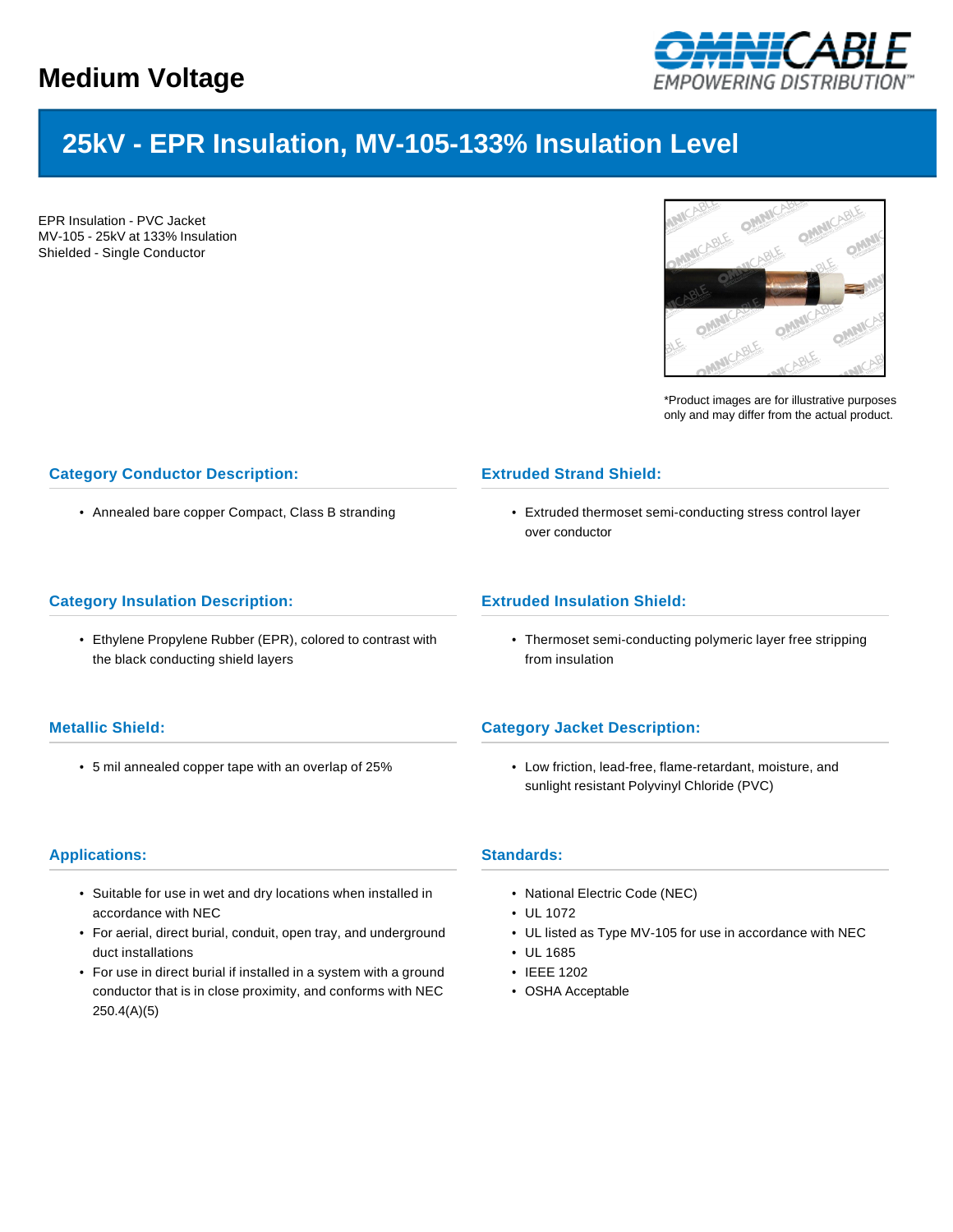# Medium Voltage

## 25kV - EPR Insulation, MV-105-133% Insulation Level

EPR Insulation - PVC Jacket
MV-105 - 25kV at 133% Insulation
Shielded - Single Conductor

*Product images are for illustrative purposes only and may differ from the actual product.

### Category Conductor Description:

- Annealed bare copper Compact, Class B stranding

### Extruded Strand Shield:

- Extruded thermoset semi-conducting stress control layer over conductor

### Category Insulation Description:

- Ethylene Propylene Rubber (EPR), colored to contrast with the black conducting shield layers

### Extruded Insulation Shield:

- Thermoset semi-conducting polymeric layer free stripping from insulation

### Metallic Shield:

- 5 mil annealed copper tape with an overlap of 25%

### Category Jacket Description:

- Low friction, lead-free, flame-retardant, moisture, and sunlight resistant Polyvinyl Chloride (PVC)

### Applications:

- Suitable for use in wet and dry locations when installed in accordance with NEC
- For aerial, direct burial, conduit, open tray, and underground duct installations
- For use in direct burial if installed in a system with a ground conductor that is in close proximity, and conforms with NEC 250.4(A)(5)

### Standards:

- National Electric Code (NEC)
- UL 1072
- UL listed as Type MV-105 for use in accordance with NEC
- UL 1685
- IEEE 1202
- OSHA Acceptable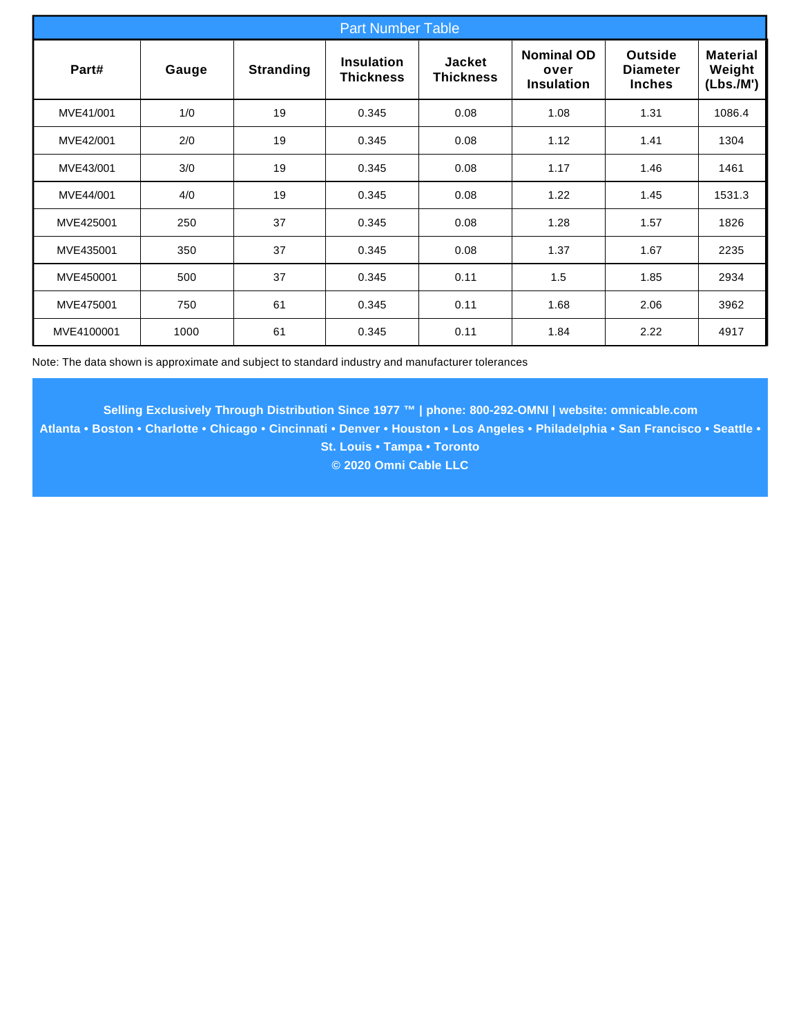## Part Number Table

| Part# | Gauge | Stranding | Insulation Thickness | Jacket Thickness | Nominal OD over Insulation | Outside Diameter Inches | Material Weight (Lbs./M') |
|---|---|---|---|---|---|---|---|
| MVE41/001 | 1/0 | 19 | 0.345 | 0.08 | 1.08 | 1.31 | 1086.4 |
| MVE42/001 | 2/0 | 19 | 0.345 | 0.08 | 1.12 | 1.41 | 1304 |
| MVE43/001 | 3/0 | 19 | 0.345 | 0.08 | 1.17 | 1.46 | 1461 |
| MVE44/001 | 4/0 | 19 | 0.345 | 0.08 | 1.22 | 1.45 | 1531.3 |
| MVE425001 | 250 | 37 | 0.345 | 0.08 | 1.28 | 1.57 | 1826 |
| MVE435001 | 350 | 37 | 0.345 | 0.08 | 1.37 | 1.67 | 2235 |
| MVE450001 | 500 | 37 | 0.345 | 0.11 | 1.5 | 1.85 | 2934 |
| MVE475001 | 750 | 61 | 0.345 | 0.11 | 1.68 | 2.06 | 3962 |
| MVE4100001 | 1000 | 61 | 0.345 | 0.11 | 1.84 | 2.22 | 4917 |

Note: The data shown is approximate and subject to standard industry and manufacturer tolerances

**Selling Exclusively Through Distribution Since 1977 ™ | phone: 800-292-OMNI | website: omnicable.com**
**Atlanta • Boston • Charlotte • Chicago • Cincinnati • Denver • Houston • Los Angeles • Philadelphia • San Francisco • Seattle • St. Louis • Tampa • Toronto**
**© 2020 Omni Cable LLC**